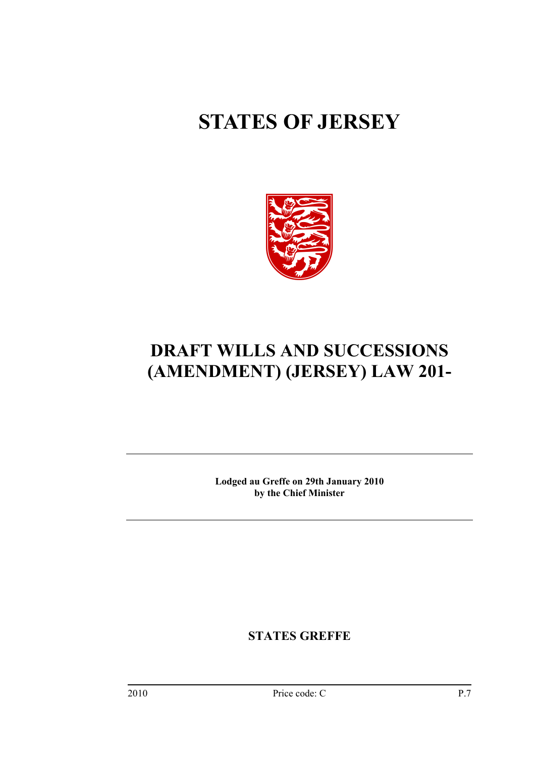# STATES OF JERSEY

# DRAFT WILLS AND SUCCESSIONS (AMENDMENT) (JERSEY) LAW 201-

**Lodged au Greffe on 29th January 2010**
**by the Chief Minister**

**STATES GREFFE**

2010 Price code: C P.7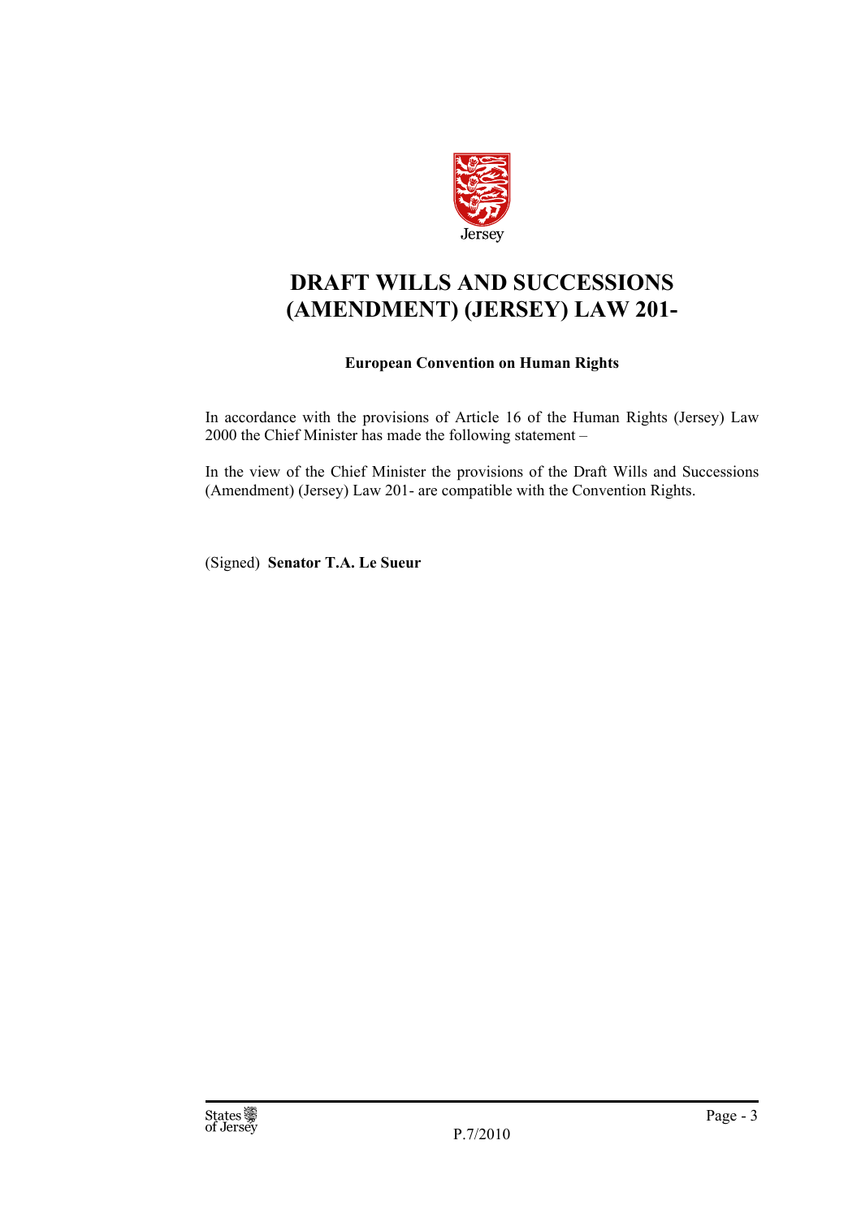Jersey

# DRAFT WILLS AND SUCCESSIONS (AMENDMENT) (JERSEY) LAW 201-

**European Convention on Human Rights**

In accordance with the provisions of Article 16 of the Human Rights (Jersey) Law 2000 the Chief Minister has made the following statement –

In the view of the Chief Minister the provisions of the Draft Wills and Successions (Amendment) (Jersey) Law 201- are compatible with the Convention Rights.

(Signed) **Senator T.A. Le Sueur**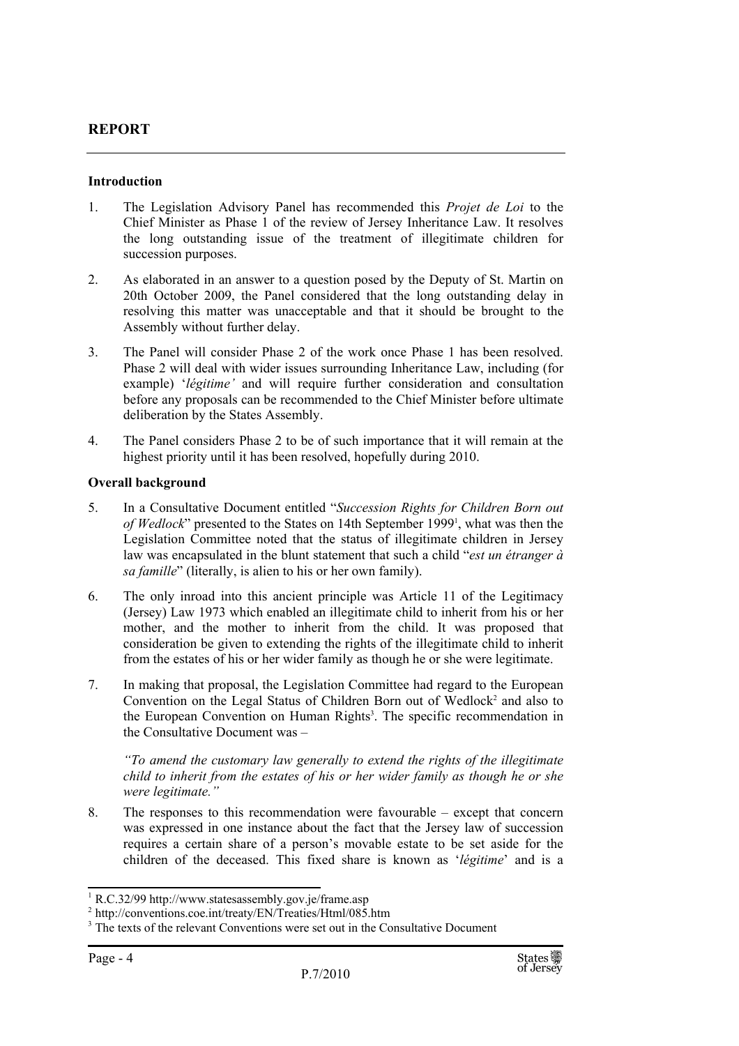## REPORT

### Introduction

1. The Legislation Advisory Panel has recommended this *Projet de Loi* to the Chief Minister as Phase 1 of the review of Jersey Inheritance Law. It resolves the long outstanding issue of the treatment of illegitimate children for succession purposes.

2. As elaborated in an answer to a question posed by the Deputy of St. Martin on 20th October 2009, the Panel considered that the long outstanding delay in resolving this matter was unacceptable and that it should be brought to the Assembly without further delay.

3. The Panel will consider Phase 2 of the work once Phase 1 has been resolved. Phase 2 will deal with wider issues surrounding Inheritance Law, including (for example) '*légitime'* and will require further consideration and consultation before any proposals can be recommended to the Chief Minister before ultimate deliberation by the States Assembly.

4. The Panel considers Phase 2 to be of such importance that it will remain at the highest priority until it has been resolved, hopefully during 2010.

### Overall background

5. In a Consultative Document entitled "*Succession Rights for Children Born out of Wedlock*" presented to the States on 14th September 1999[1], what was then the Legislation Committee noted that the status of illegitimate children in Jersey law was encapsulated in the blunt statement that such a child "*est un étranger à sa famille*" (literally, is alien to his or her own family).

6. The only inroad into this ancient principle was Article 11 of the Legitimacy (Jersey) Law 1973 which enabled an illegitimate child to inherit from his or her mother, and the mother to inherit from the child. It was proposed that consideration be given to extending the rights of the illegitimate child to inherit from the estates of his or her wider family as though he or she were legitimate.

7. In making that proposal, the Legislation Committee had regard to the European Convention on the Legal Status of Children Born out of Wedlock[2] and also to the European Convention on Human Rights[3]. The specific recommendation in the Consultative Document was –

   *"To amend the customary law generally to extend the rights of the illegitimate child to inherit from the estates of his or her wider family as though he or she were legitimate."*

8. The responses to this recommendation were favourable – except that concern was expressed in one instance about the fact that the Jersey law of succession requires a certain share of a person's movable estate to be set aside for the children of the deceased. This fixed share is known as '*légitime*' and is a

---

[1] R.C.32/99 http://www.statesassembly.gov.je/frame.asp
[2] http://conventions.coe.int/treaty/EN/Treaties/Html/085.htm
[3] The texts of the relevant Conventions were set out in the Consultative Document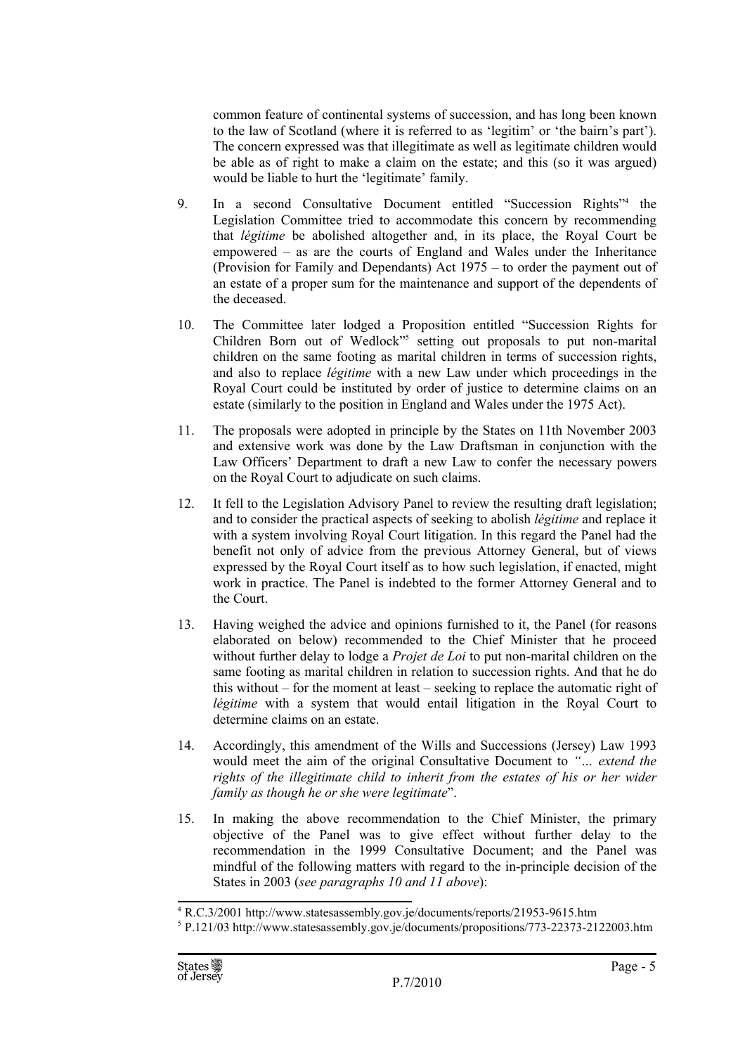common feature of continental systems of succession, and has long been known to the law of Scotland (where it is referred to as 'legitim' or 'the bairn's part'). The concern expressed was that illegitimate as well as legitimate children would be able as of right to make a claim on the estate; and this (so it was argued) would be liable to hurt the 'legitimate' family.

9. In a second Consultative Document entitled "Succession Rights"[4] the Legislation Committee tried to accommodate this concern by recommending that *légitime* be abolished altogether and, in its place, the Royal Court be empowered – as are the courts of England and Wales under the Inheritance (Provision for Family and Dependants) Act 1975 – to order the payment out of an estate of a proper sum for the maintenance and support of the dependents of the deceased.

10. The Committee later lodged a Proposition entitled "Succession Rights for Children Born out of Wedlock"[5] setting out proposals to put non-marital children on the same footing as marital children in terms of succession rights, and also to replace *légitime* with a new Law under which proceedings in the Royal Court could be instituted by order of justice to determine claims on an estate (similarly to the position in England and Wales under the 1975 Act).

11. The proposals were adopted in principle by the States on 11th November 2003 and extensive work was done by the Law Draftsman in conjunction with the Law Officers' Department to draft a new Law to confer the necessary powers on the Royal Court to adjudicate on such claims.

12. It fell to the Legislation Advisory Panel to review the resulting draft legislation; and to consider the practical aspects of seeking to abolish *légitime* and replace it with a system involving Royal Court litigation. In this regard the Panel had the benefit not only of advice from the previous Attorney General, but of views expressed by the Royal Court itself as to how such legislation, if enacted, might work in practice. The Panel is indebted to the former Attorney General and to the Court.

13. Having weighed the advice and opinions furnished to it, the Panel (for reasons elaborated on below) recommended to the Chief Minister that he proceed without further delay to lodge a *Projet de Loi* to put non-marital children on the same footing as marital children in relation to succession rights. And that he do this without – for the moment at least – seeking to replace the automatic right of *légitime* with a system that would entail litigation in the Royal Court to determine claims on an estate.

14. Accordingly, this amendment of the Wills and Successions (Jersey) Law 1993 would meet the aim of the original Consultative Document to *"… extend the rights of the illegitimate child to inherit from the estates of his or her wider family as though he or she were legitimate*".

15. In making the above recommendation to the Chief Minister, the primary objective of the Panel was to give effect without further delay to the recommendation in the 1999 Consultative Document; and the Panel was mindful of the following matters with regard to the in-principle decision of the States in 2003 (*see paragraphs 10 and 11 above*):

---

[4] R.C.3/2001 http://www.statesassembly.gov.je/documents/reports/21953-9615.htm

[5] P.121/03 http://www.statesassembly.gov.je/documents/propositions/773-22373-2122003.htm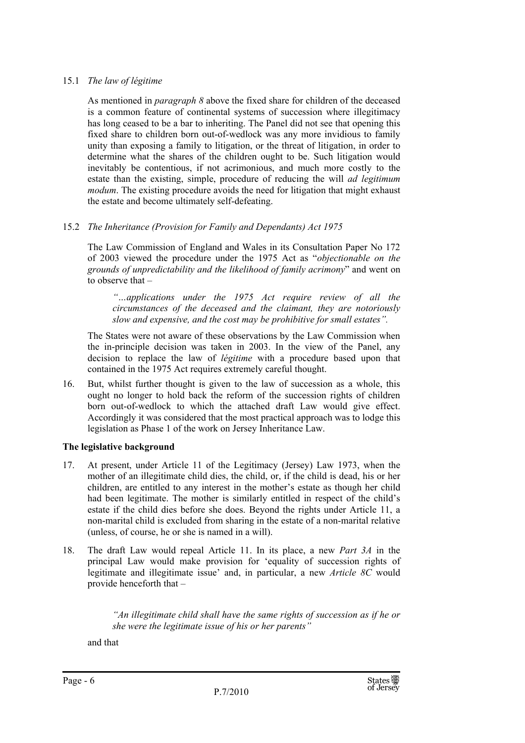15.1 *The law of légitime*

As mentioned in *paragraph 8* above the fixed share for children of the deceased is a common feature of continental systems of succession where illegitimacy has long ceased to be a bar to inheriting. The Panel did not see that opening this fixed share to children born out-of-wedlock was any more invidious to family unity than exposing a family to litigation, or the threat of litigation, in order to determine what the shares of the children ought to be. Such litigation would inevitably be contentious, if not acrimonious, and much more costly to the estate than the existing, simple, procedure of reducing the will *ad legitimum modum*. The existing procedure avoids the need for litigation that might exhaust the estate and become ultimately self-defeating.

15.2 *The Inheritance (Provision for Family and Dependants) Act 1975*

The Law Commission of England and Wales in its Consultation Paper No 172 of 2003 viewed the procedure under the 1975 Act as "*objectionable on the grounds of unpredictability and the likelihood of family acrimony*" and went on to observe that –

> *"…applications under the 1975 Act require review of all the circumstances of the deceased and the claimant, they are notoriously slow and expensive, and the cost may be prohibitive for small estates".*

The States were not aware of these observations by the Law Commission when the in-principle decision was taken in 2003. In the view of the Panel, any decision to replace the law of *légitime* with a procedure based upon that contained in the 1975 Act requires extremely careful thought.

16. But, whilst further thought is given to the law of succession as a whole, this ought no longer to hold back the reform of the succession rights of children born out-of-wedlock to which the attached draft Law would give effect. Accordingly it was considered that the most practical approach was to lodge this legislation as Phase 1 of the work on Jersey Inheritance Law.

**The legislative background**

17. At present, under Article 11 of the Legitimacy (Jersey) Law 1973, when the mother of an illegitimate child dies, the child, or, if the child is dead, his or her children, are entitled to any interest in the mother's estate as though her child had been legitimate. The mother is similarly entitled in respect of the child's estate if the child dies before she does. Beyond the rights under Article 11, a non-marital child is excluded from sharing in the estate of a non-marital relative (unless, of course, he or she is named in a will).

18. The draft Law would repeal Article 11. In its place, a new *Part 3A* in the principal Law would make provision for 'equality of succession rights of legitimate and illegitimate issue' and, in particular, a new *Article 8C* would provide henceforth that –

> *"An illegitimate child shall have the same rights of succession as if he or she were the legitimate issue of his or her parents"*

and that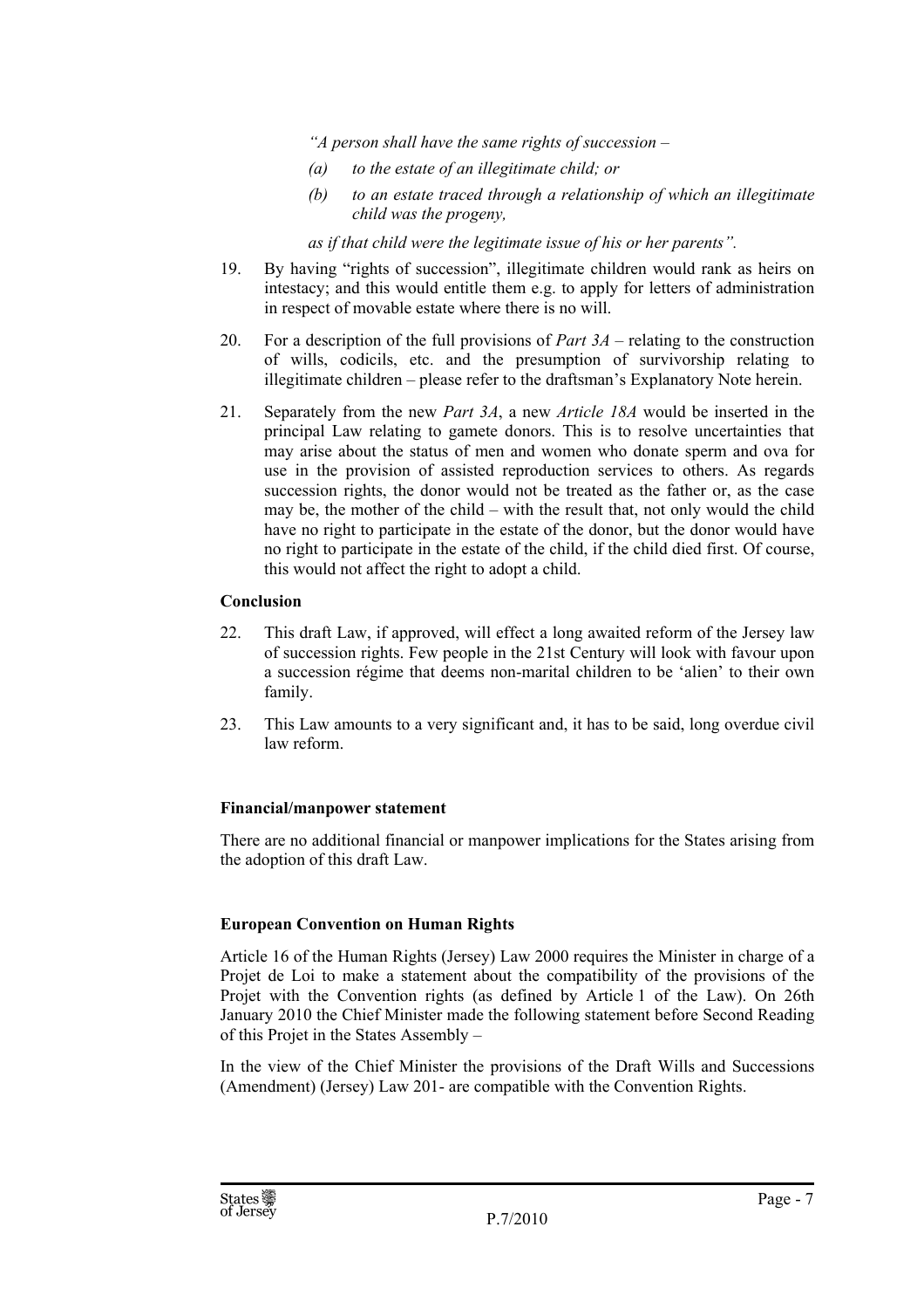*"A person shall have the same rights of succession –*

*(a) to the estate of an illegitimate child; or*

*(b) to an estate traced through a relationship of which an illegitimate child was the progeny,*

*as if that child were the legitimate issue of his or her parents".*

19. By having "rights of succession", illegitimate children would rank as heirs on intestacy; and this would entitle them e.g. to apply for letters of administration in respect of movable estate where there is no will.

20. For a description of the full provisions of *Part 3A* – relating to the construction of wills, codicils, etc. and the presumption of survivorship relating to illegitimate children – please refer to the draftsman's Explanatory Note herein.

21. Separately from the new *Part 3A*, a new *Article 18A* would be inserted in the principal Law relating to gamete donors. This is to resolve uncertainties that may arise about the status of men and women who donate sperm and ova for use in the provision of assisted reproduction services to others. As regards succession rights, the donor would not be treated as the father or, as the case may be, the mother of the child – with the result that, not only would the child have no right to participate in the estate of the donor, but the donor would have no right to participate in the estate of the child, if the child died first. Of course, this would not affect the right to adopt a child.

**Conclusion**

22. This draft Law, if approved, will effect a long awaited reform of the Jersey law of succession rights. Few people in the 21st Century will look with favour upon a succession régime that deems non-marital children to be 'alien' to their own family.

23. This Law amounts to a very significant and, it has to be said, long overdue civil law reform.

**Financial/manpower statement**

There are no additional financial or manpower implications for the States arising from the adoption of this draft Law.

**European Convention on Human Rights**

Article 16 of the Human Rights (Jersey) Law 2000 requires the Minister in charge of a Projet de Loi to make a statement about the compatibility of the provisions of the Projet with the Convention rights (as defined by Article 1 of the Law). On 26th January 2010 the Chief Minister made the following statement before Second Reading of this Projet in the States Assembly –

In the view of the Chief Minister the provisions of the Draft Wills and Successions (Amendment) (Jersey) Law 201- are compatible with the Convention Rights.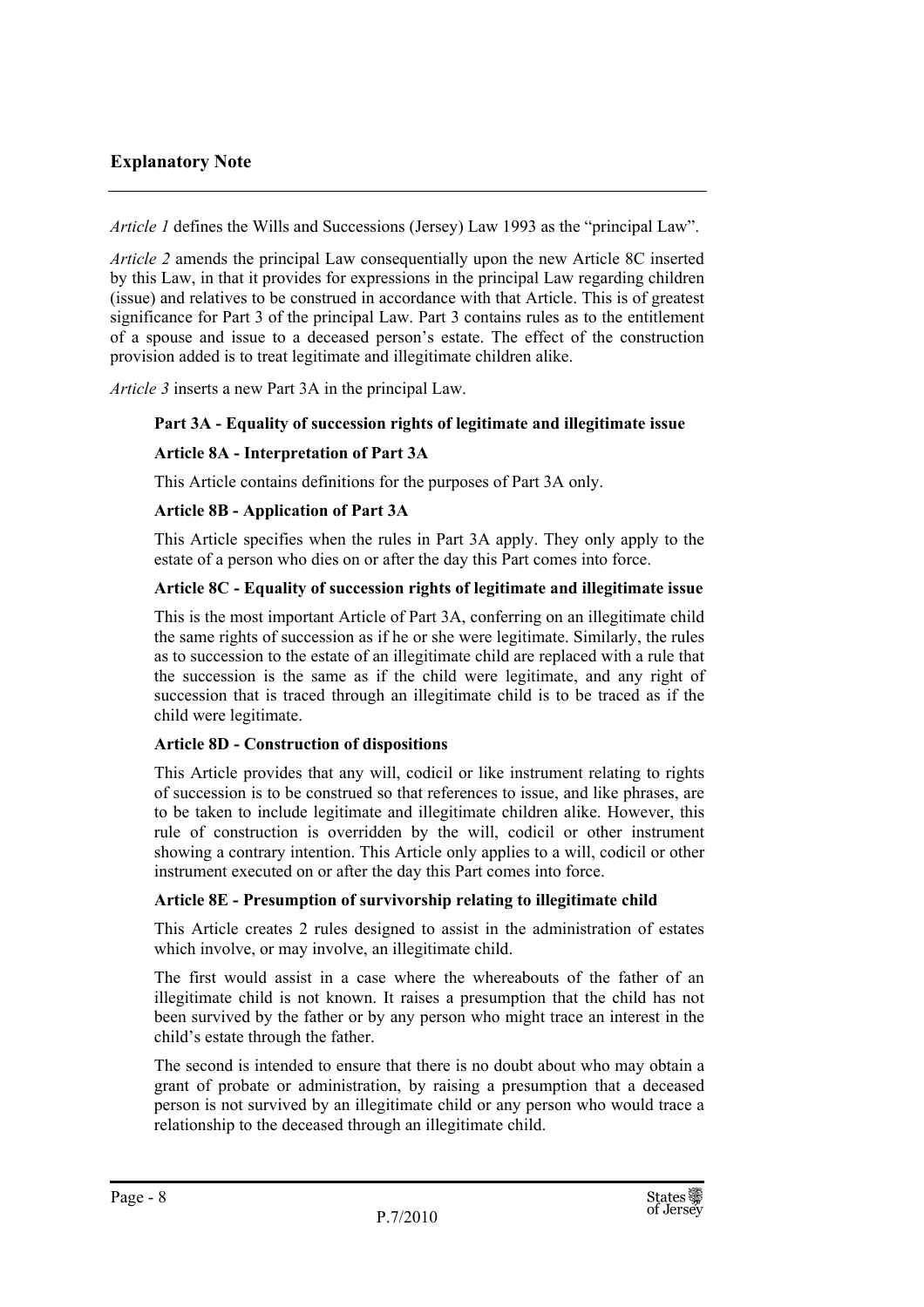## Explanatory Note

*Article 1* defines the Wills and Successions (Jersey) Law 1993 as the "principal Law".

*Article 2* amends the principal Law consequentially upon the new Article 8C inserted by this Law, in that it provides for expressions in the principal Law regarding children (issue) and relatives to be construed in accordance with that Article. This is of greatest significance for Part 3 of the principal Law. Part 3 contains rules as to the entitlement of a spouse and issue to a deceased person's estate. The effect of the construction provision added is to treat legitimate and illegitimate children alike.

*Article 3* inserts a new Part 3A in the principal Law.

**Part 3A - Equality of succession rights of legitimate and illegitimate issue**

**Article 8A - Interpretation of Part 3A**

This Article contains definitions for the purposes of Part 3A only.

**Article 8B - Application of Part 3A**

This Article specifies when the rules in Part 3A apply. They only apply to the estate of a person who dies on or after the day this Part comes into force.

**Article 8C - Equality of succession rights of legitimate and illegitimate issue**

This is the most important Article of Part 3A, conferring on an illegitimate child the same rights of succession as if he or she were legitimate. Similarly, the rules as to succession to the estate of an illegitimate child are replaced with a rule that the succession is the same as if the child were legitimate, and any right of succession that is traced through an illegitimate child is to be traced as if the child were legitimate.

**Article 8D - Construction of dispositions**

This Article provides that any will, codicil or like instrument relating to rights of succession is to be construed so that references to issue, and like phrases, are to be taken to include legitimate and illegitimate children alike. However, this rule of construction is overridden by the will, codicil or other instrument showing a contrary intention. This Article only applies to a will, codicil or other instrument executed on or after the day this Part comes into force.

**Article 8E - Presumption of survivorship relating to illegitimate child**

This Article creates 2 rules designed to assist in the administration of estates which involve, or may involve, an illegitimate child.

The first would assist in a case where the whereabouts of the father of an illegitimate child is not known. It raises a presumption that the child has not been survived by the father or by any person who might trace an interest in the child's estate through the father.

The second is intended to ensure that there is no doubt about who may obtain a grant of probate or administration, by raising a presumption that a deceased person is not survived by an illegitimate child or any person who would trace a relationship to the deceased through an illegitimate child.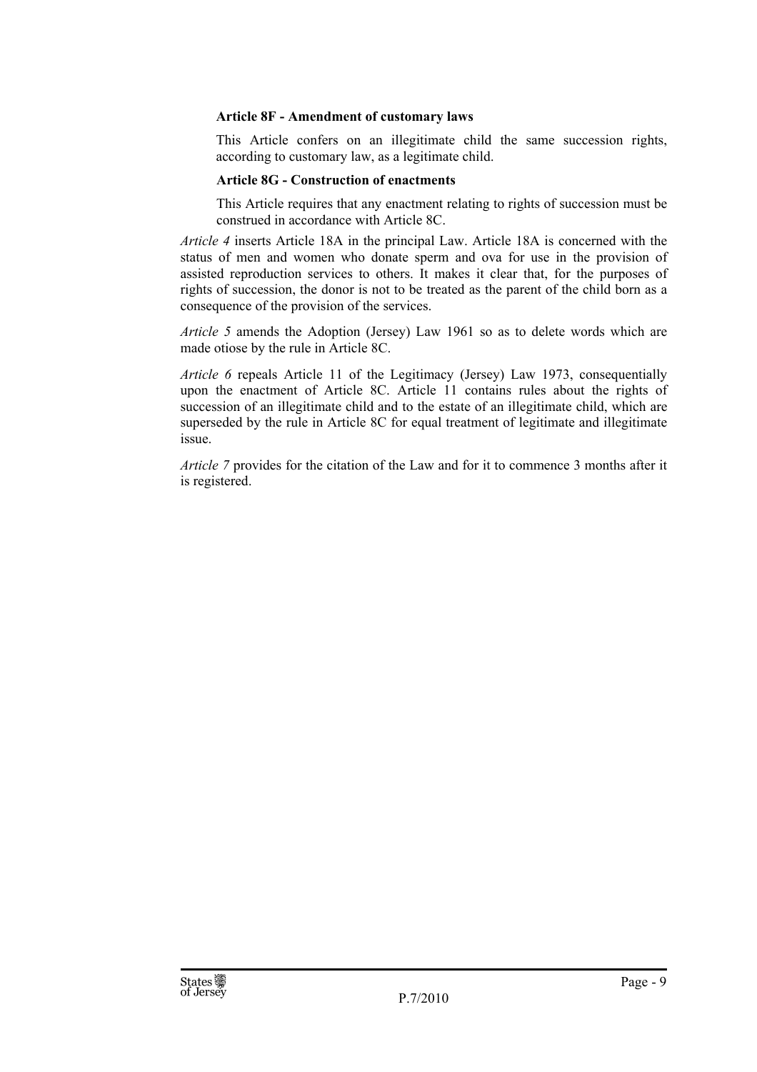**Article 8F - Amendment of customary laws**

This Article confers on an illegitimate child the same succession rights, according to customary law, as a legitimate child.

**Article 8G - Construction of enactments**

This Article requires that any enactment relating to rights of succession must be construed in accordance with Article 8C.

*Article 4* inserts Article 18A in the principal Law. Article 18A is concerned with the status of men and women who donate sperm and ova for use in the provision of assisted reproduction services to others. It makes it clear that, for the purposes of rights of succession, the donor is not to be treated as the parent of the child born as a consequence of the provision of the services.

*Article 5* amends the Adoption (Jersey) Law 1961 so as to delete words which are made otiose by the rule in Article 8C.

*Article 6* repeals Article 11 of the Legitimacy (Jersey) Law 1973, consequentially upon the enactment of Article 8C. Article 11 contains rules about the rights of succession of an illegitimate child and to the estate of an illegitimate child, which are superseded by the rule in Article 8C for equal treatment of legitimate and illegitimate issue.

*Article 7* provides for the citation of the Law and for it to commence 3 months after it is registered.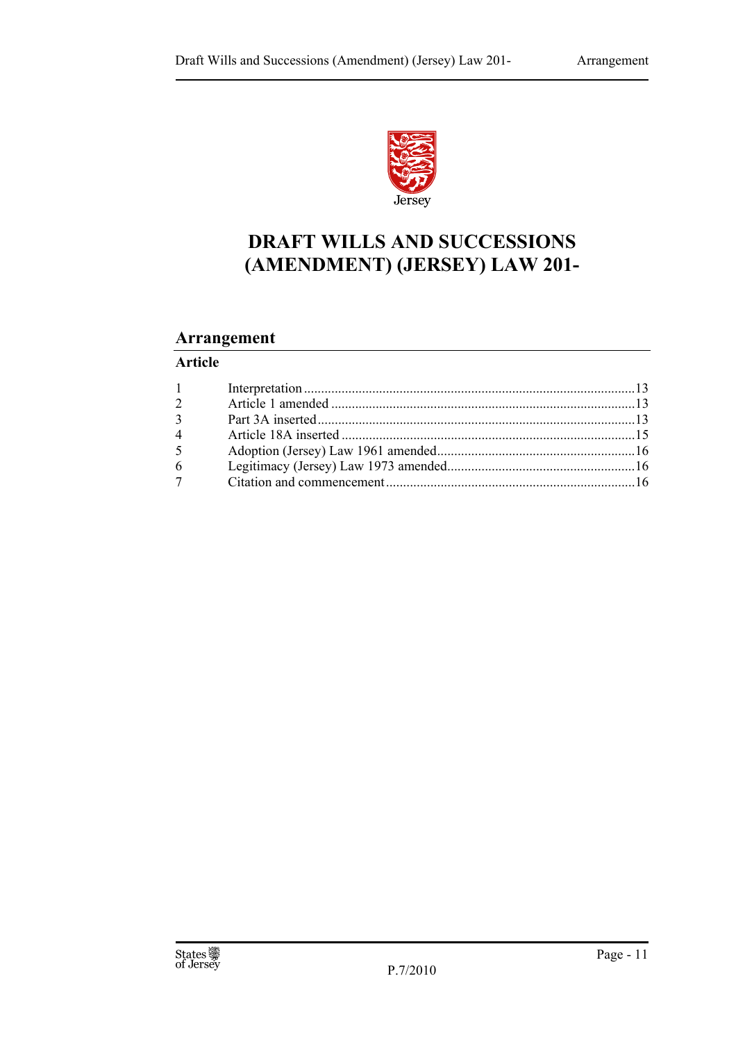# DRAFT WILLS AND SUCCESSIONS (AMENDMENT) (JERSEY) LAW 201-

## Arrangement

### Article

| | | |
|---|---|---|
| 1 | Interpretation | 13 |
| 2 | Article 1 amended | 13 |
| 3 | Part 3A inserted | 13 |
| 4 | Article 18A inserted | 15 |
| 5 | Adoption (Jersey) Law 1961 amended | 16 |
| 6 | Legitimacy (Jersey) Law 1973 amended | 16 |
| 7 | Citation and commencement | 16 |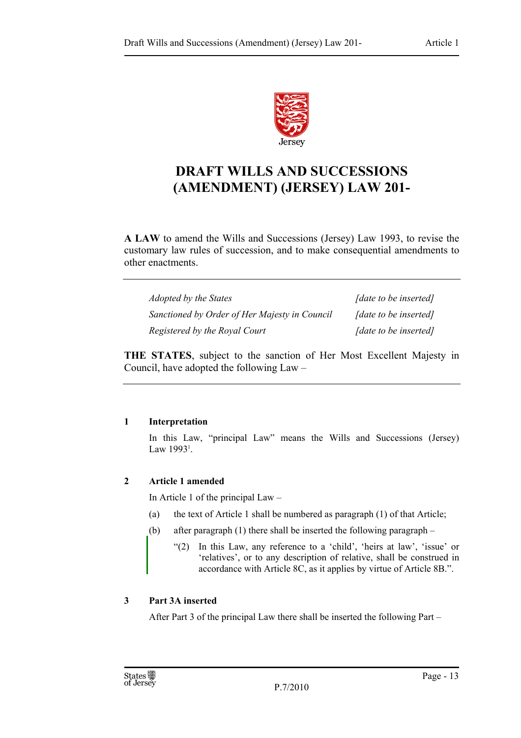# DRAFT WILLS AND SUCCESSIONS (AMENDMENT) (JERSEY) LAW 201-

**A LAW** to amend the Wills and Successions (Jersey) Law 1993, to revise the customary law rules of succession, and to make consequential amendments to other enactments.

| | |
|---|---|
| *Adopted by the States* | *[date to be inserted]* |
| *Sanctioned by Order of Her Majesty in Council* | *[date to be inserted]* |
| *Registered by the Royal Court* | *[date to be inserted]* |

**THE STATES**, subject to the sanction of Her Most Excellent Majesty in Council, have adopted the following Law –

### 1 Interpretation

In this Law, "principal Law" means the Wills and Successions (Jersey) Law 1993[1].

### 2 Article 1 amended

In Article 1 of the principal Law –

(a) the text of Article 1 shall be numbered as paragraph (1) of that Article;

(b) after paragraph (1) there shall be inserted the following paragraph –

"(2) In this Law, any reference to a 'child', 'heirs at law', 'issue' or 'relatives', or to any description of relative, shall be construed in accordance with Article 8C, as it applies by virtue of Article 8B.".

### 3 Part 3A inserted

After Part 3 of the principal Law there shall be inserted the following Part –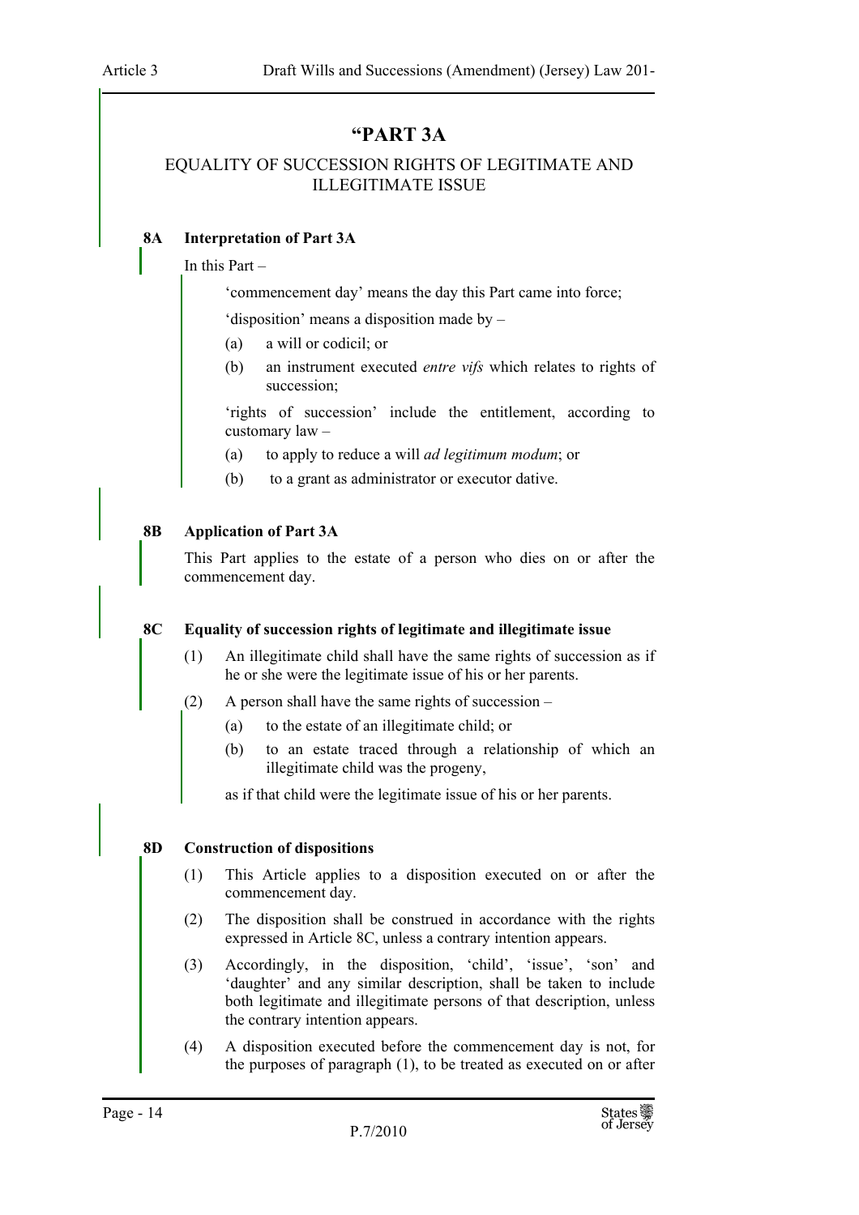# "PART 3A

## EQUALITY OF SUCCESSION RIGHTS OF LEGITIMATE AND ILLEGITIMATE ISSUE

### 8A Interpretation of Part 3A

In this Part –

'commencement day' means the day this Part came into force;

'disposition' means a disposition made by –

(a) a will or codicil; or

(b) an instrument executed *entre vifs* which relates to rights of succession;

'rights of succession' include the entitlement, according to customary law –

(a) to apply to reduce a will *ad legitimum modum*; or

(b) to a grant as administrator or executor dative.

### 8B Application of Part 3A

This Part applies to the estate of a person who dies on or after the commencement day.

### 8C Equality of succession rights of legitimate and illegitimate issue

(1) An illegitimate child shall have the same rights of succession as if he or she were the legitimate issue of his or her parents.

(2) A person shall have the same rights of succession –

(a) to the estate of an illegitimate child; or

(b) to an estate traced through a relationship of which an illegitimate child was the progeny,

as if that child were the legitimate issue of his or her parents.

### 8D Construction of dispositions

(1) This Article applies to a disposition executed on or after the commencement day.

(2) The disposition shall be construed in accordance with the rights expressed in Article 8C, unless a contrary intention appears.

(3) Accordingly, in the disposition, 'child', 'issue', 'son' and 'daughter' and any similar description, shall be taken to include both legitimate and illegitimate persons of that description, unless the contrary intention appears.

(4) A disposition executed before the commencement day is not, for the purposes of paragraph (1), to be treated as executed on or after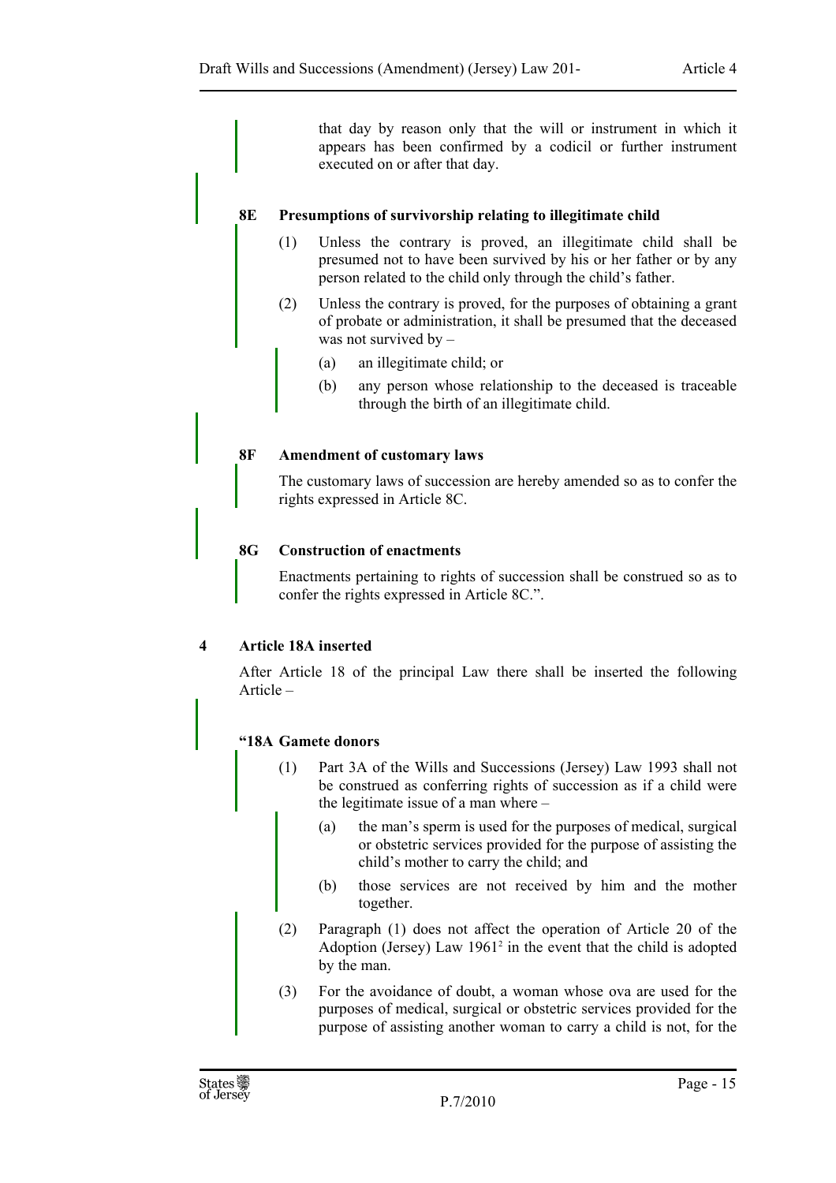that day by reason only that the will or instrument in which it appears has been confirmed by a codicil or further instrument executed on or after that day.

**8E Presumptions of survivorship relating to illegitimate child**

(1) Unless the contrary is proved, an illegitimate child shall be presumed not to have been survived by his or her father or by any person related to the child only through the child's father.

(2) Unless the contrary is proved, for the purposes of obtaining a grant of probate or administration, it shall be presumed that the deceased was not survived by –

(a) an illegitimate child; or

(b) any person whose relationship to the deceased is traceable through the birth of an illegitimate child.

**8F Amendment of customary laws**

The customary laws of succession are hereby amended so as to confer the rights expressed in Article 8C.

**8G Construction of enactments**

Enactments pertaining to rights of succession shall be construed so as to confer the rights expressed in Article 8C.".

**4 Article 18A inserted**

After Article 18 of the principal Law there shall be inserted the following Article –

**"18A Gamete donors**

(1) Part 3A of the Wills and Successions (Jersey) Law 1993 shall not be construed as conferring rights of succession as if a child were the legitimate issue of a man where –

(a) the man's sperm is used for the purposes of medical, surgical or obstetric services provided for the purpose of assisting the child's mother to carry the child; and

(b) those services are not received by him and the mother together.

(2) Paragraph (1) does not affect the operation of Article 20 of the Adoption (Jersey) Law 1961[2] in the event that the child is adopted by the man.

(3) For the avoidance of doubt, a woman whose ova are used for the purposes of medical, surgical or obstetric services provided for the purpose of assisting another woman to carry a child is not, for the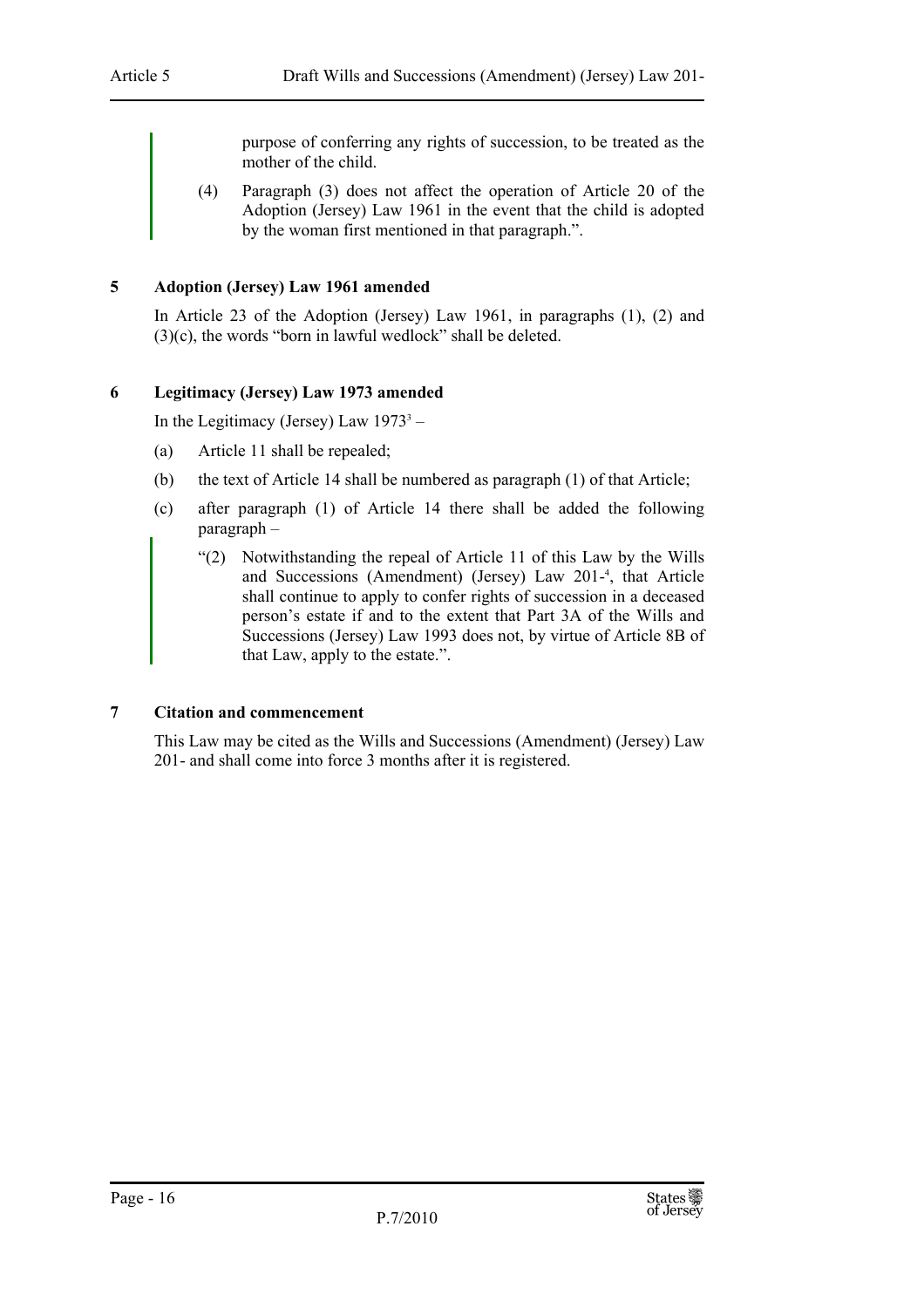purpose of conferring any rights of succession, to be treated as the mother of the child.

(4) Paragraph (3) does not affect the operation of Article 20 of the Adoption (Jersey) Law 1961 in the event that the child is adopted by the woman first mentioned in that paragraph.".

## 5 Adoption (Jersey) Law 1961 amended

In Article 23 of the Adoption (Jersey) Law 1961, in paragraphs (1), (2) and (3)(c), the words "born in lawful wedlock" shall be deleted.

## 6 Legitimacy (Jersey) Law 1973 amended

In the Legitimacy (Jersey) Law 1973[3] –

(a) Article 11 shall be repealed;

(b) the text of Article 14 shall be numbered as paragraph (1) of that Article;

(c) after paragraph (1) of Article 14 there shall be added the following paragraph –

"(2) Notwithstanding the repeal of Article 11 of this Law by the Wills and Successions (Amendment) (Jersey) Law 201-[4], that Article shall continue to apply to confer rights of succession in a deceased person's estate if and to the extent that Part 3A of the Wills and Successions (Jersey) Law 1993 does not, by virtue of Article 8B of that Law, apply to the estate.".

## 7 Citation and commencement

This Law may be cited as the Wills and Successions (Amendment) (Jersey) Law 201- and shall come into force 3 months after it is registered.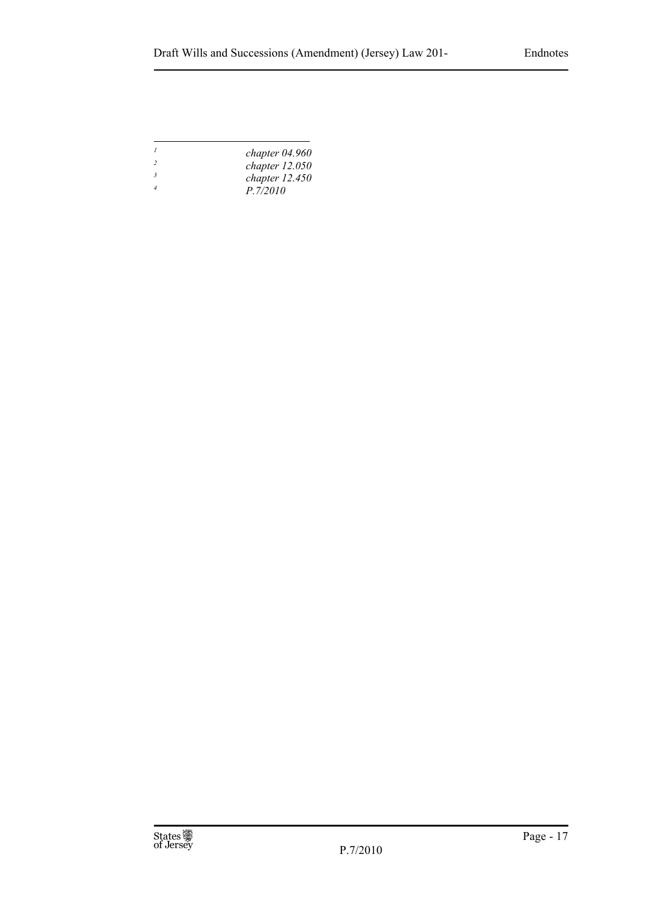[1] *chapter 04.960*
[2] *chapter 12.050*
[3] *chapter 12.450*
[4] *P.7/2010*